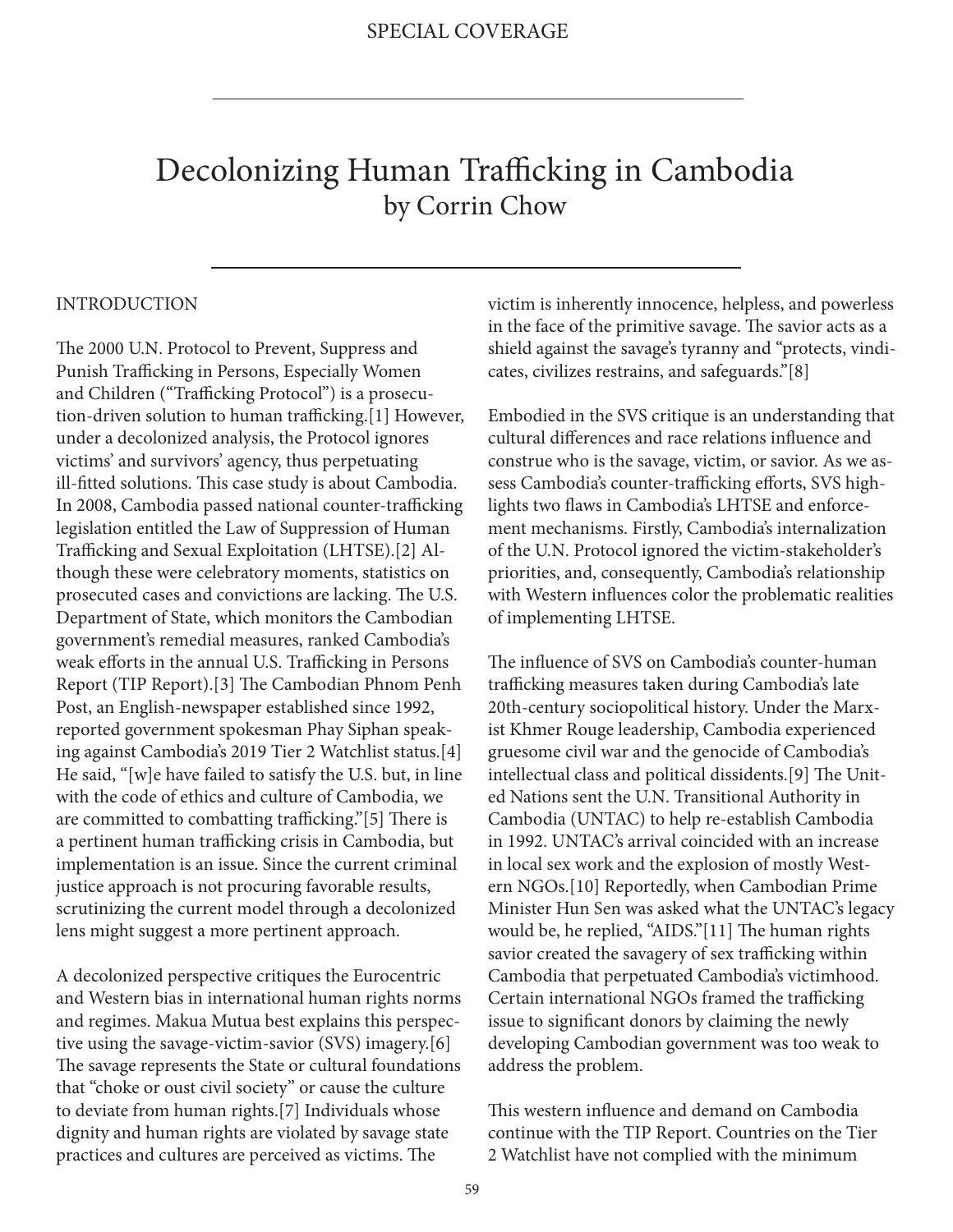SPECIAL COVERAGE

# Decolonizing Human Trafficking in Cambodia

by Corrin Chow

## INTRODUCTION

The 2000 U.N. Protocol to Prevent, Suppress and Punish Trafficking in Persons, Especially Women and Children ("Trafficking Protocol") is a prosecution-driven solution to human trafficking.[1] However, under a decolonized analysis, the Protocol ignores victims' and survivors' agency, thus perpetuating ill-fitted solutions. This case study is about Cambodia. In 2008, Cambodia passed national counter-trafficking legislation entitled the Law of Suppression of Human Trafficking and Sexual Exploitation (LHTSE).[2] Although these were celebratory moments, statistics on prosecuted cases and convictions are lacking. The U.S. Department of State, which monitors the Cambodian government's remedial measures, ranked Cambodia's weak efforts in the annual U.S. Trafficking in Persons Report (TIP Report).[3] The Cambodian Phnom Penh Post, an English-newspaper established since 1992, reported government spokesman Phay Siphan speaking against Cambodia's 2019 Tier 2 Watchlist status.[4] He said, "[w]e have failed to satisfy the U.S. but, in line with the code of ethics and culture of Cambodia, we are committed to combatting trafficking."[5] There is a pertinent human trafficking crisis in Cambodia, but implementation is an issue. Since the current criminal justice approach is not procuring favorable results, scrutinizing the current model through a decolonized lens might suggest a more pertinent approach.

A decolonized perspective critiques the Eurocentric and Western bias in international human rights norms and regimes. Makua Mutua best explains this perspective using the savage-victim-savior (SVS) imagery.[6] The savage represents the State or cultural foundations that "choke or oust civil society" or cause the culture to deviate from human rights.[7] Individuals whose dignity and human rights are violated by savage state practices and cultures are perceived as victims. The victim is inherently innocence, helpless, and powerless in the face of the primitive savage. The savior acts as a shield against the savage's tyranny and "protects, vindicates, civilizes restrains, and safeguards."[8]

Embodied in the SVS critique is an understanding that cultural differences and race relations influence and construe who is the savage, victim, or savior. As we assess Cambodia's counter-trafficking efforts, SVS highlights two flaws in Cambodia's LHTSE and enforcement mechanisms. Firstly, Cambodia's internalization of the U.N. Protocol ignored the victim-stakeholder's priorities, and, consequently, Cambodia's relationship with Western influences color the problematic realities of implementing LHTSE.

The influence of SVS on Cambodia's counter-human trafficking measures taken during Cambodia's late 20th-century sociopolitical history. Under the Marxist Khmer Rouge leadership, Cambodia experienced gruesome civil war and the genocide of Cambodia's intellectual class and political dissidents.[9] The United Nations sent the U.N. Transitional Authority in Cambodia (UNTAC) to help re-establish Cambodia in 1992. UNTAC's arrival coincided with an increase in local sex work and the explosion of mostly Western NGOs.[10] Reportedly, when Cambodian Prime Minister Hun Sen was asked what the UNTAC's legacy would be, he replied, "AIDS."[11] The human rights savior created the savagery of sex trafficking within Cambodia that perpetuated Cambodia's victimhood. Certain international NGOs framed the trafficking issue to significant donors by claiming the newly developing Cambodian government was too weak to address the problem.

This western influence and demand on Cambodia continue with the TIP Report. Countries on the Tier 2 Watchlist have not complied with the minimum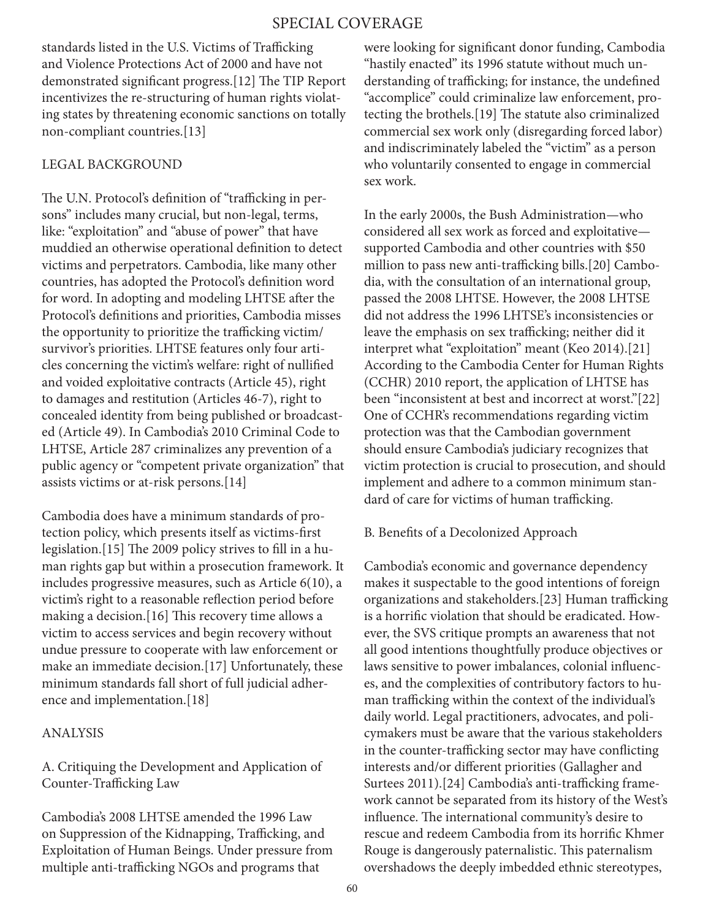standards listed in the U.S. Victims of Trafficking and Violence Protections Act of 2000 and have not demonstrated significant progress.[12] The TIP Report incentivizes the re-structuring of human rights violating states by threatening economic sanctions on totally non-compliant countries.[13]

## LEGAL BACKGROUND

The U.N. Protocol's definition of "trafficking in persons" includes many crucial, but non-legal, terms, like: "exploitation" and "abuse of power" that have muddied an otherwise operational definition to detect victims and perpetrators. Cambodia, like many other countries, has adopted the Protocol's definition word for word. In adopting and modeling LHTSE after the Protocol's definitions and priorities, Cambodia misses the opportunity to prioritize the trafficking victim/survivor's priorities. LHTSE features only four articles concerning the victim's welfare: right of nullified and voided exploitative contracts (Article 45), right to damages and restitution (Articles 46-7), right to concealed identity from being published or broadcasted (Article 49). In Cambodia's 2010 Criminal Code to LHTSE, Article 287 criminalizes any prevention of a public agency or "competent private organization" that assists victims or at-risk persons.[14]

Cambodia does have a minimum standards of protection policy, which presents itself as victims-first legislation.[15] The 2009 policy strives to fill in a human rights gap but within a prosecution framework. It includes progressive measures, such as Article 6(10), a victim's right to a reasonable reflection period before making a decision.[16] This recovery time allows a victim to access services and begin recovery without undue pressure to cooperate with law enforcement or make an immediate decision.[17] Unfortunately, these minimum standards fall short of full judicial adherence and implementation.[18]

## ANALYSIS

### A. Critiquing the Development and Application of Counter-Trafficking Law

Cambodia's 2008 LHTSE amended the 1996 Law on Suppression of the Kidnapping, Trafficking, and Exploitation of Human Beings. Under pressure from multiple anti-trafficking NGOs and programs that were looking for significant donor funding, Cambodia "hastily enacted" its 1996 statute without much understanding of trafficking; for instance, the undefined "accomplice" could criminalize law enforcement, protecting the brothels.[19] The statute also criminalized commercial sex work only (disregarding forced labor) and indiscriminately labeled the "victim" as a person who voluntarily consented to engage in commercial sex work.

In the early 2000s, the Bush Administration—who considered all sex work as forced and exploitative—supported Cambodia and other countries with $50 million to pass new anti-trafficking bills.[20] Cambodia, with the consultation of an international group, passed the 2008 LHTSE. However, the 2008 LHTSE did not address the 1996 LHTSE's inconsistencies or leave the emphasis on sex trafficking; neither did it interpret what "exploitation" meant (Keo 2014).[21] According to the Cambodia Center for Human Rights (CCHR) 2010 report, the application of LHTSE has been "inconsistent at best and incorrect at worst."[22] One of CCHR's recommendations regarding victim protection was that the Cambodian government should ensure Cambodia's judiciary recognizes that victim protection is crucial to prosecution, and should implement and adhere to a common minimum standard of care for victims of human trafficking.

### B. Benefits of a Decolonized Approach

Cambodia's economic and governance dependency makes it suspectable to the good intentions of foreign organizations and stakeholders.[23] Human trafficking is a horrific violation that should be eradicated. However, the SVS critique prompts an awareness that not all good intentions thoughtfully produce objectives or laws sensitive to power imbalances, colonial influences, and the complexities of contributory factors to human trafficking within the context of the individual's daily world. Legal practitioners, advocates, and policymakers must be aware that the various stakeholders in the counter-trafficking sector may have conflicting interests and/or different priorities (Gallagher and Surtees 2011).[24] Cambodia's anti-trafficking framework cannot be separated from its history of the West's influence. The international community's desire to rescue and redeem Cambodia from its horrific Khmer Rouge is dangerously paternalistic. This paternalism overshadows the deeply imbedded ethnic stereotypes,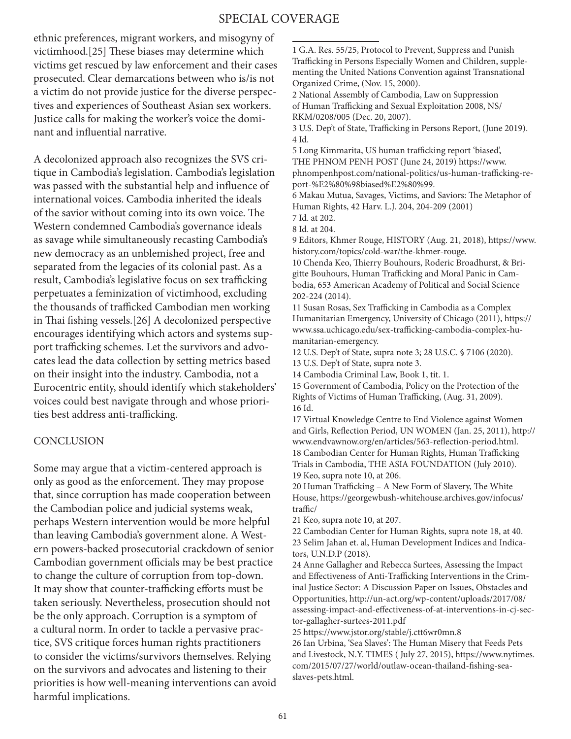ethnic preferences, migrant workers, and misogyny of victimhood.[25] These biases may determine which victims get rescued by law enforcement and their cases prosecuted. Clear demarcations between who is/is not a victim do not provide justice for the diverse perspectives and experiences of Southeast Asian sex workers. Justice calls for making the worker's voice the dominant and influential narrative.

A decolonized approach also recognizes the SVS critique in Cambodia's legislation. Cambodia's legislation was passed with the substantial help and influence of international voices. Cambodia inherited the ideals of the savior without coming into its own voice. The Western condemned Cambodia's governance ideals as savage while simultaneously recasting Cambodia's new democracy as an unblemished project, free and separated from the legacies of its colonial past. As a result, Cambodia's legislative focus on sex trafficking perpetuates a feminization of victimhood, excluding the thousands of trafficked Cambodian men working in Thai fishing vessels.[26] A decolonized perspective encourages identifying which actors and systems support trafficking schemes. Let the survivors and advocates lead the data collection by setting metrics based on their insight into the industry. Cambodia, not a Eurocentric entity, should identify which stakeholders' voices could best navigate through and whose priorities best address anti-trafficking.

## CONCLUSION

Some may argue that a victim-centered approach is only as good as the enforcement. They may propose that, since corruption has made cooperation between the Cambodian police and judicial systems weak, perhaps Western intervention would be more helpful than leaving Cambodia's government alone. A Western powers-backed prosecutorial crackdown of senior Cambodian government officials may be best practice to change the culture of corruption from top-down. It may show that counter-trafficking efforts must be taken seriously. Nevertheless, prosecution should not be the only approach. Corruption is a symptom of a cultural norm. In order to tackle a pervasive practice, SVS critique forces human rights practitioners to consider the victims/survivors themselves. Relying on the survivors and advocates and listening to their priorities is how well-meaning interventions can avoid harmful implications.

---

1 G.A. Res. 55/25, Protocol to Prevent, Suppress and Punish Trafficking in Persons Especially Women and Children, supplementing the United Nations Convention against Transnational Organized Crime, (Nov. 15, 2000).

2 National Assembly of Cambodia, Law on Suppression of Human Trafficking and Sexual Exploitation 2008, NS/RKM/0208/005 (Dec. 20, 2007).

3 U.S. Dep't of State, Trafficking in Persons Report, (June 2019).

4 Id.

5 Long Kimmarita, US human trafficking report 'biased', THE PHNOM PENH POST (June 24, 2019) https://www.phnompenhpost.com/national-politics/us-human-trafficking-report-%E2%80%98biased%E2%80%99.

6 Makau Mutua, Savages, Victims, and Saviors: The Metaphor of Human Rights, 42 Harv. L.J. 204, 204-209 (2001)

7 Id. at 202.

8 Id. at 204.

9 Editors, Khmer Rouge, HISTORY (Aug. 21, 2018), https://www.history.com/topics/cold-war/the-khmer-rouge.

10 Chenda Keo, Thierry Bouhours, Roderic Broadhurst, & Brigitte Bouhours, Human Trafficking and Moral Panic in Cambodia, 653 American Academy of Political and Social Science 202-224 (2014).

11 Susan Rosas, Sex Trafficking in Cambodia as a Complex Humanitarian Emergency, University of Chicago (2011), https://www.ssa.uchicago.edu/sex-trafficking-cambodia-complex-humanitarian-emergency.

12 U.S. Dep't of State, supra note 3; 28 U.S.C. § 7106 (2020).

13 U.S. Dep't of State, supra note 3.

14 Cambodia Criminal Law, Book 1, tit. 1.

15 Government of Cambodia, Policy on the Protection of the Rights of Victims of Human Trafficking, (Aug. 31, 2009).

16 Id.

17 Virtual Knowledge Centre to End Violence against Women and Girls, Reflection Period, UN WOMEN (Jan. 25, 2011), http://www.endvawnow.org/en/articles/563-reflection-period.html.

18 Cambodian Center for Human Rights, Human Trafficking Trials in Cambodia, THE ASIA FOUNDATION (July 2010).

19 Keo, supra note 10, at 206.

20 Human Trafficking – A New Form of Slavery, The White House, https://georgewbush-whitehouse.archives.gov/infocus/traffic/

21 Keo, supra note 10, at 207.

22 Cambodian Center for Human Rights, supra note 18, at 40.

23 Selim Jahan et. al, Human Development Indices and Indicators, U.N.D.P (2018).

24 Anne Gallagher and Rebecca Surtees, Assessing the Impact and Effectiveness of Anti-Trafficking Interventions in the Criminal Justice Sector: A Discussion Paper on Issues, Obstacles and Opportunities, http://un-act.org/wp-content/uploads/2017/08/assessing-impact-and-effectiveness-of-at-interventions-in-cj-sector-gallagher-surtees-2011.pdf

25 https://www.jstor.org/stable/j.ctt6wr0mn.8

26 Ian Urbina, 'Sea Slaves': The Human Misery that Feeds Pets and Livestock, N.Y. TIMES ( July 27, 2015), https://www.nytimes.com/2015/07/27/world/outlaw-ocean-thailand-fishing-sea-slaves-pets.html.